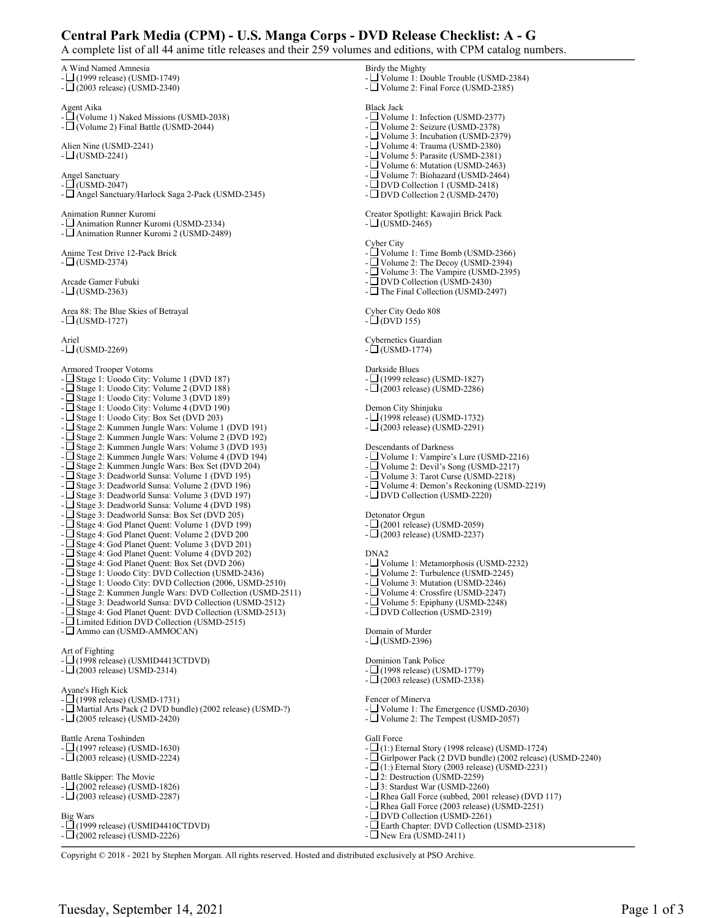# Central Park Media (CPM) - U.S. Manga Corps - DVD Release Checklist: A - G

A complete list of all 44 anime title releases and their 259 volumes and editions, with CPM catalog numbers.

A Wind Named Amnesia
- ☐ (1999 release) (USMD-1749)
- ☐ (2003 release) (USMD-2340)

Agent Aika
- ☐ (Volume 1) Naked Missions (USMD-2038)
- ☐ (Volume 2) Final Battle (USMD-2044)

Alien Nine (USMD-2241)
- ☐ (USMD-2241)

Angel Sanctuary
- ☐ (USMD-2047)
- ☐ Angel Sanctuary/Harlock Saga 2-Pack (USMD-2345)

Animation Runner Kuromi
- ☐ Animation Runner Kuromi (USMD-2334)
- ☐ Animation Runner Kuromi 2 (USMD-2489)

Anime Test Drive 12-Pack Brick
- ☐ (USMD-2374)

Arcade Gamer Fubuki
- ☐ (USMD-2363)

Area 88: The Blue Skies of Betrayal
- ☐ (USMD-1727)

Ariel
- ☐ (USMD-2269)

Armored Trooper Votoms
- ☐ Stage 1: Uoodo City: Volume 1 (DVD 187)
- ☐ Stage 1: Uoodo City: Volume 2 (DVD 188)
- ☐ Stage 1: Uoodo City: Volume 3 (DVD 189)
- ☐ Stage 1: Uoodo City: Volume 4 (DVD 190)
- ☐ Stage 1: Uoodo City: Box Set (DVD 203)
- ☐ Stage 2: Kummen Jungle Wars: Volume 1 (DVD 191)
- ☐ Stage 2: Kummen Jungle Wars: Volume 2 (DVD 192)
- ☐ Stage 2: Kummen Jungle Wars: Volume 3 (DVD 193)
- ☐ Stage 2: Kummen Jungle Wars: Volume 4 (DVD 194)
- ☐ Stage 2: Kummen Jungle Wars: Box Set (DVD 204)
- ☐ Stage 3: Deadworld Sunsa: Volume 1 (DVD 195)
- ☐ Stage 3: Deadworld Sunsa: Volume 2 (DVD 196)
- ☐ Stage 3: Deadworld Sunsa: Volume 3 (DVD 197)
- ☐ Stage 3: Deadworld Sunsa: Volume 4 (DVD 198)
- ☐ Stage 3: Deadworld Sunsa: Box Set (DVD 205)
- ☐ Stage 4: God Planet Quent: Volume 1 (DVD 199)
- ☐ Stage 4: God Planet Quent: Volume 2 (DVD 200)
- ☐ Stage 4: God Planet Quent: Volume 3 (DVD 201)
- ☐ Stage 4: God Planet Quent: Volume 4 (DVD 202)
- ☐ Stage 4: God Planet Quent: Box Set (DVD 206)
- ☐ Stage 1: Uoodo City: DVD Collection (USMD-2436)
- ☐ Stage 1: Uoodo City: DVD Collection (2006, USMD-2510)
- ☐ Stage 2: Kummen Jungle Wars: DVD Collection (USMD-2511)
- ☐ Stage 3: Deadworld Sunsa: DVD Collection (USMD-2512)
- ☐ Stage 4: God Planet Quent: DVD Collection (USMD-2513)
- ☐ Limited Edition DVD Collection (USMD-2515)
- ☐ Ammo can (USMD-AMMOCAN)

Art of Fighting
- ☐ (1998 release) (USMID4413CTDVD)
- ☐ (2003 release) USMD-2314)

Ayane's High Kick
- ☐ (1998 release) (USMD-1731)
- ☐ Martial Arts Pack (2 DVD bundle) (2002 release) (USMD-?)
- ☐ (2005 release) (USMD-2420)

Battle Arena Toshinden
- ☐ (1997 release) (USMD-1630)
- ☐ (2003 release) (USMD-2224)

Battle Skipper: The Movie
- ☐ (2002 release) (USMD-1826)
- ☐ (2003 release) (USMD-2287)

Big Wars
- ☐ (1999 release) (USMID4410CTDVD)
- ☐ (2002 release) (USMD-2226)

Birdy the Mighty
- ☐ Volume 1: Double Trouble (USMD-2384)
- ☐ Volume 2: Final Force (USMD-2385)

Black Jack
- ☐ Volume 1: Infection (USMD-2377)
- ☐ Volume 2: Seizure (USMD-2378)
- ☐ Volume 3: Incubation (USMD-2379)
- ☐ Volume 4: Trauma (USMD-2380)
- ☐ Volume 5: Parasite (USMD-2381)
- ☐ Volume 6: Mutation (USMD-2463)
- ☐ Volume 7: Biohazard (USMD-2464)
- ☐ DVD Collection 1 (USMD-2418)
- ☐ DVD Collection 2 (USMD-2470)

Creator Spotlight: Kawajiri Brick Pack
- ☐ (USMD-2465)

Cyber City
- ☐ Volume 1: Time Bomb (USMD-2366)
- ☐ Volume 2: The Decoy (USMD-2394)
- ☐ Volume 3: The Vampire (USMD-2395)
- ☐ DVD Collection (USMD-2430)
- ☐ The Final Collection (USMD-2497)

Cyber City Oedo 808
- ☐ (DVD 155)

Cybernetics Guardian
- ☐ (USMD-1774)

Darkside Blues
- ☐ (1999 release) (USMD-1827)
- ☐ (2003 release) (USMD-2286)

Demon City Shinjuku
- ☐ (1998 release) (USMD-1732)
- ☐ (2003 release) (USMD-2291)

Descendants of Darkness
- ☐ Volume 1: Vampire's Lure (USMD-2216)
- ☐ Volume 2: Devil's Song (USMD-2217)
- ☐ Volume 3: Tarot Curse (USMD-2218)
- ☐ Volume 4: Demon's Reckoning (USMD-2219)
- ☐ DVD Collection (USMD-2220)

Detonator Orgun
- ☐ (2001 release) (USMD-2059)
- ☐ (2003 release) (USMD-2237)

DNA2
- ☐ Volume 1: Metamorphosis (USMD-2232)
- ☐ Volume 2: Turbulence (USMD-2245)
- ☐ Volume 3: Mutation (USMD-2246)
- ☐ Volume 4: Crossfire (USMD-2247)
- ☐ Volume 5: Epiphany (USMD-2248)
- ☐ DVD Collection (USMD-2319)

Domain of Murder
- ☐ (USMD-2396)

Dominion Tank Police
- ☐ (1998 release) (USMD-1779)
- ☐ (2003 release) (USMD-2338)

Fencer of Minerva
- ☐ Volume 1: The Emergence (USMD-2030)
- ☐ Volume 2: The Tempest (USMD-2057)

Gall Force
- ☐ (1:) Eternal Story (1998 release) (USMD-1724)
- ☐ Girlpower Pack (2 DVD bundle) (2002 release) (USMD-2240)
- ☐ (1:) Eternal Story (2003 release) (USMD-2231)
- ☐ 2: Destruction (USMD-2259)
- ☐ 3: Stardust War (USMD-2260)
- ☐ Rhea Gall Force (subbed, 2001 release) (DVD 117)
- ☐ Rhea Gall Force (2003 release) (USMD-2251)
- ☐ DVD Collection (USMD-2261)
- ☐ Earth Chapter: DVD Collection (USMD-2318)
- ☐ New Era (USMD-2411)

Copyright © 2018 - 2021 by Stephen Morgan. All rights reserved. Hosted and distributed exclusively at PSO Archive.

Tuesday, September 14, 2021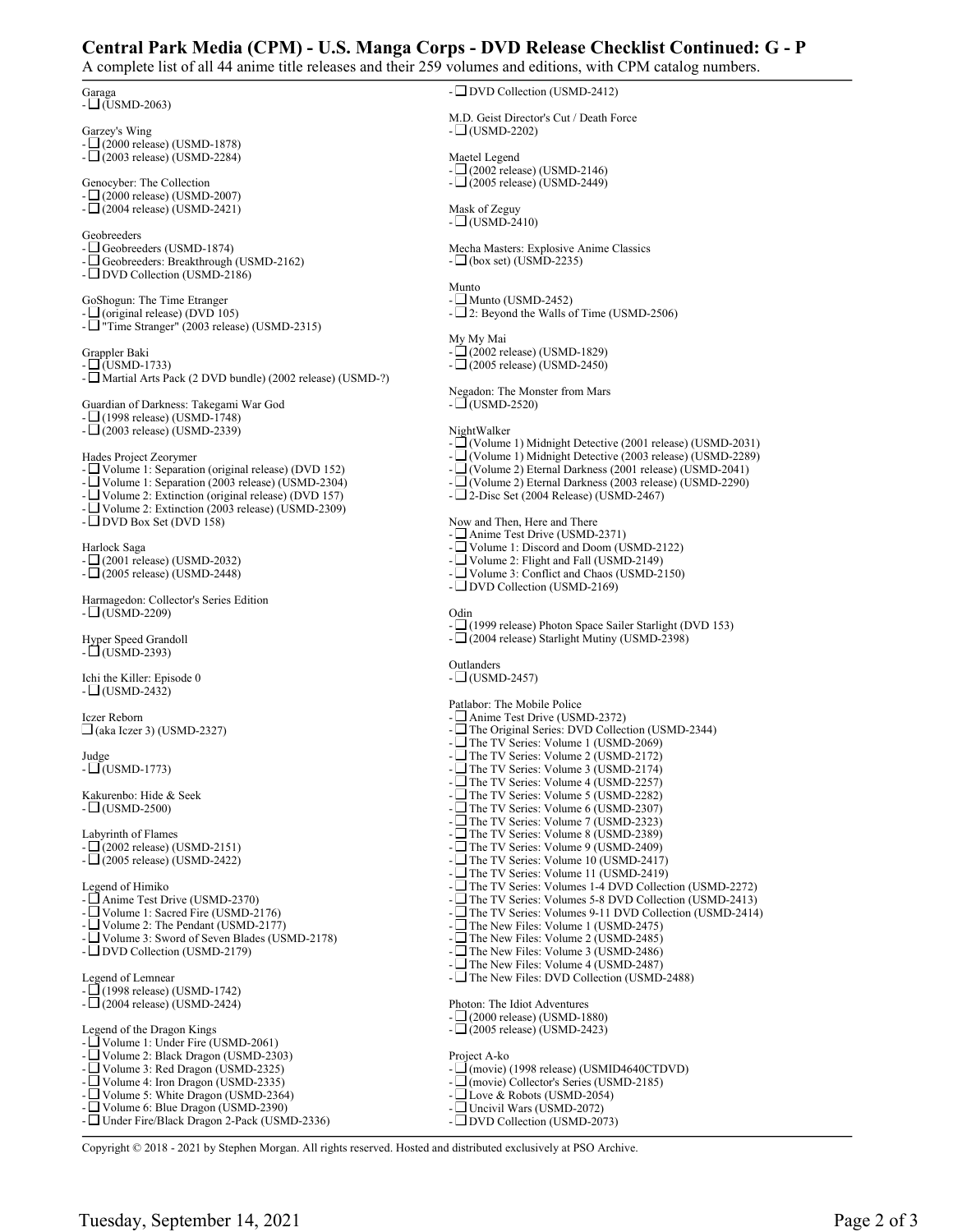# Central Park Media (CPM) - U.S. Manga Corps - DVD Release Checklist Continued: G - P

A complete list of all 44 anime title releases and their 259 volumes and editions, with CPM catalog numbers.

Garaga
- ❑ (USMD-2063)

Garzey's Wing
- ❑ (2000 release) (USMD-1878)
- ❑ (2003 release) (USMD-2284)

Genocyber: The Collection
- ❑ (2000 release) (USMD-2007)
- ❑ (2004 release) (USMD-2421)

Geobreeders
- ❑ Geobreeders (USMD-1874)
- ❑ Geobreeders: Breakthrough (USMD-2162)
- ❑ DVD Collection (USMD-2186)

GoShogun: The Time Etranger
- ❑ (original release) (DVD 105)
- ❑ "Time Stranger" (2003 release) (USMD-2315)

Grappler Baki
- ❑ (USMD-1733)
- ❑ Martial Arts Pack (2 DVD bundle) (2002 release) (USMD-?)

Guardian of Darkness: Takegami War God
- ❑ (1998 release) (USMD-1748)
- ❑ (2003 release) (USMD-2339)

Hades Project Zeorymer
- ❑ Volume 1: Separation (original release) (DVD 152)
- ❑ Volume 1: Separation (2003 release) (USMD-2304)
- ❑ Volume 2: Extinction (original release) (DVD 157)
- ❑ Volume 2: Extinction (2003 release) (USMD-2309)
- ❑ DVD Box Set (DVD 158)

Harlock Saga
- ❑ (2001 release) (USMD-2032)
- ❑ (2005 release) (USMD-2448)

Harmagedon: Collector's Series Edition
- ❑ (USMD-2209)

Hyper Speed Grandoll
- ❑ (USMD-2393)

Ichi the Killer: Episode 0
- ❑ (USMD-2432)

Iczer Reborn
❑ (aka Iczer 3) (USMD-2327)

Judge
- ❑ (USMD-1773)

Kakurenbo: Hide & Seek
- ❑ (USMD-2500)

Labyrinth of Flames
- ❑ (2002 release) (USMD-2151)
- ❑ (2005 release) (USMD-2422)

Legend of Himiko
- ❑ Anime Test Drive (USMD-2370)
- ❑ Volume 1: Sacred Fire (USMD-2176)
- ❑ Volume 2: The Pendant (USMD-2177)
- ❑ Volume 3: Sword of Seven Blades (USMD-2178)
- ❑ DVD Collection (USMD-2179)

Legend of Lemnear
- ❑ (1998 release) (USMD-1742)
- ❑ (2004 release) (USMD-2424)

Legend of the Dragon Kings
- ❑ Volume 1: Under Fire (USMD-2061)
- ❑ Volume 2: Black Dragon (USMD-2303)
- ❑ Volume 3: Red Dragon (USMD-2325)
- ❑ Volume 4: Iron Dragon (USMD-2335)
- ❑ Volume 5: White Dragon (USMD-2364)
- ❑ Volume 6: Blue Dragon (USMD-2390)
- ❑ Under Fire/Black Dragon 2-Pack (USMD-2336)
- ❑ DVD Collection (USMD-2412)

M.D. Geist Director's Cut / Death Force
- ❑ (USMD-2202)

Maetel Legend
- ❑ (2002 release) (USMD-2146)
- ❑ (2005 release) (USMD-2449)

Mask of Zeguy
- ❑ (USMD-2410)

Mecha Masters: Explosive Anime Classics
- ❑ (box set) (USMD-2235)

Munto
- ❑ Munto (USMD-2452)
- ❑ 2: Beyond the Walls of Time (USMD-2506)

My My Mai
- ❑ (2002 release) (USMD-1829)
- ❑ (2005 release) (USMD-2450)

Negadon: The Monster from Mars
- ❑ (USMD-2520)

NightWalker
- ❑ (Volume 1) Midnight Detective (2001 release) (USMD-2031)
- ❑ (Volume 1) Midnight Detective (2003 release) (USMD-2289)
- ❑ (Volume 2) Eternal Darkness (2001 release) (USMD-2041)
- ❑ (Volume 2) Eternal Darkness (2003 release) (USMD-2290)
- ❑ 2-Disc Set (2004 Release) (USMD-2467)

Now and Then, Here and There
- ❑ Anime Test Drive (USMD-2371)
- ❑ Volume 1: Discord and Doom (USMD-2122)
- ❑ Volume 2: Flight and Fall (USMD-2149)
- ❑ Volume 3: Conflict and Chaos (USMD-2150)
- ❑ DVD Collection (USMD-2169)

Odin
- ❑ (1999 release) Photon Space Sailer Starlight (DVD 153)
- ❑ (2004 release) Starlight Mutiny (USMD-2398)

Outlanders
- ❑ (USMD-2457)

Patlabor: The Mobile Police
- ❑ Anime Test Drive (USMD-2372)
- ❑ The Original Series: DVD Collection (USMD-2344)
- ❑ The TV Series: Volume 1 (USMD-2069)
- ❑ The TV Series: Volume 2 (USMD-2172)
- ❑ The TV Series: Volume 3 (USMD-2174)
- ❑ The TV Series: Volume 4 (USMD-2257)
- ❑ The TV Series: Volume 5 (USMD-2282)
- ❑ The TV Series: Volume 6 (USMD-2307)
- ❑ The TV Series: Volume 7 (USMD-2323)
- ❑ The TV Series: Volume 8 (USMD-2389)
- ❑ The TV Series: Volume 9 (USMD-2409)
- ❑ The TV Series: Volume 10 (USMD-2417)
- ❑ The TV Series: Volume 11 (USMD-2419)
- ❑ The TV Series: Volumes 1-4 DVD Collection (USMD-2272)
- ❑ The TV Series: Volumes 5-8 DVD Collection (USMD-2413)
- ❑ The TV Series: Volumes 9-11 DVD Collection (USMD-2414)
- ❑ The New Files: Volume 1 (USMD-2475)
- ❑ The New Files: Volume 2 (USMD-2485)
- ❑ The New Files: Volume 3 (USMD-2486)
- ❑ The New Files: Volume 4 (USMD-2487)
- ❑ The New Files: DVD Collection (USMD-2488)

Photon: The Idiot Adventures
- ❑ (2000 release) (USMD-1880)
- ❑ (2005 release) (USMD-2423)

Project A-ko
- ❑ (movie) (1998 release) (USMID4640CTDVD)
- ❑ (movie) Collector's Series (USMD-2185)
- ❑ Love & Robots (USMD-2054)
- ❑ Uncivil Wars (USMD-2072)
- ❑ DVD Collection (USMD-2073)

Copyright © 2018 - 2021 by Stephen Morgan. All rights reserved. Hosted and distributed exclusively at PSO Archive.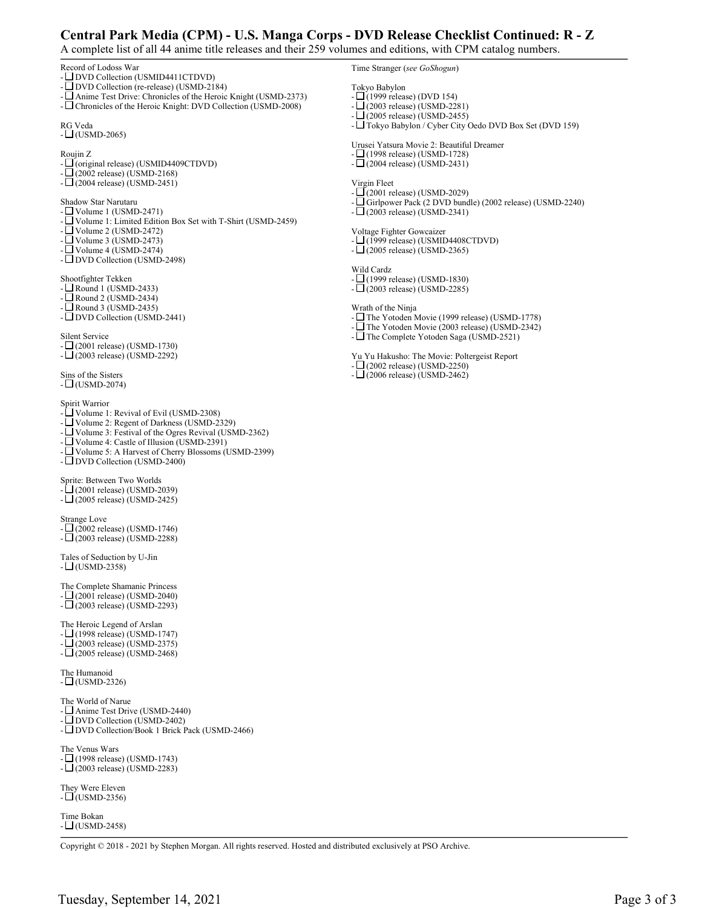# Central Park Media (CPM) - U.S. Manga Corps - DVD Release Checklist Continued: R - Z

A complete list of all 44 anime title releases and their 259 volumes and editions, with CPM catalog numbers.

Record of Lodoss War
- ☐ DVD Collection (USMID4411CTDVD)
- ☐ DVD Collection (re-release) (USMD-2184)
- ☐ Anime Test Drive: Chronicles of the Heroic Knight (USMD-2373)
- ☐ Chronicles of the Heroic Knight: DVD Collection (USMD-2008)

RG Veda
- ☐ (USMD-2065)

Roujin Z
- ☐ (original release) (USMID4409CTDVD)
- ☐ (2002 release) (USMD-2168)
- ☐ (2004 release) (USMD-2451)

Shadow Star Narutaru
- ☐ Volume 1 (USMD-2471)
- ☐ Volume 1: Limited Edition Box Set with T-Shirt (USMD-2459)
- ☐ Volume 2 (USMD-2472)
- ☐ Volume 3 (USMD-2473)
- ☐ Volume 4 (USMD-2474)
- ☐ DVD Collection (USMD-2498)

Shootfighter Tekken
- ☐ Round 1 (USMD-2433)
- ☐ Round 2 (USMD-2434)
- ☐ Round 3 (USMD-2435)
- ☐ DVD Collection (USMD-2441)

Silent Service
- ☐ (2001 release) (USMD-1730)
- ☐ (2003 release) (USMD-2292)

Sins of the Sisters
- ☐ (USMD-2074)

Spirit Warrior
- ☐ Volume 1: Revival of Evil (USMD-2308)
- ☐ Volume 2: Regent of Darkness (USMD-2329)
- ☐ Volume 3: Festival of the Ogres Revival (USMD-2362)
- ☐ Volume 4: Castle of Illusion (USMD-2391)
- ☐ Volume 5: A Harvest of Cherry Blossoms (USMD-2399)
- ☐ DVD Collection (USMD-2400)

Sprite: Between Two Worlds
- ☐ (2001 release) (USMD-2039)
- ☐ (2005 release) (USMD-2425)

Strange Love
- ☐ (2002 release) (USMD-1746)
- ☐ (2003 release) (USMD-2288)

Tales of Seduction by U-Jin
- ☐ (USMD-2358)

The Complete Shamanic Princess
- ☐ (2001 release) (USMD-2040)
- ☐ (2003 release) (USMD-2293)

The Heroic Legend of Arslan
- ☐ (1998 release) (USMD-1747)
- ☐ (2003 release) (USMD-2375)
- ☐ (2005 release) (USMD-2468)

The Humanoid
- ☐ (USMD-2326)

The World of Narue
- ☐ Anime Test Drive (USMD-2440)
- ☐ DVD Collection (USMD-2402)
- ☐ DVD Collection/Book 1 Brick Pack (USMD-2466)

The Venus Wars
- ☐ (1998 release) (USMD-1743)
- ☐ (2003 release) (USMD-2283)

They Were Eleven
- ☐ (USMD-2356)

Time Bokan
- ☐ (USMD-2458)

Time Stranger (*see GoShogun*)

Tokyo Babylon
- ☐ (1999 release) (DVD 154)
- ☐ (2003 release) (USMD-2281)
- ☐ (2005 release) (USMD-2455)
- ☐ Tokyo Babylon / Cyber City Oedo DVD Box Set (DVD 159)

Urusei Yatsura Movie 2: Beautiful Dreamer
- ☐ (1998 release) (USMD-1728)
- ☐ (2004 release) (USMD-2431)

Virgin Fleet
- ☐ (2001 release) (USMD-2029)
- ☐ Girlpower Pack (2 DVD bundle) (2002 release) (USMD-2240)
- ☐ (2003 release) (USMD-2341)

Voltage Fighter Gowcaizer
- ☐ (1999 release) (USMID4408CTDVD)
- ☐ (2005 release) (USMD-2365)

Wild Cardz
- ☐ (1999 release) (USMD-1830)
- ☐ (2003 release) (USMD-2285)

Wrath of the Ninja
- ☐ The Yotoden Movie (1999 release) (USMD-1778)
- ☐ The Yotoden Movie (2003 release) (USMD-2342)
- ☐ The Complete Yotoden Saga (USMD-2521)

Yu Yu Hakusho: The Movie: Poltergeist Report
- ☐ (2002 release) (USMD-2250)
- ☐ (2006 release) (USMD-2462)

Copyright © 2018 - 2021 by Stephen Morgan. All rights reserved. Hosted and distributed exclusively at PSO Archive.

Tuesday, September 14, 2021